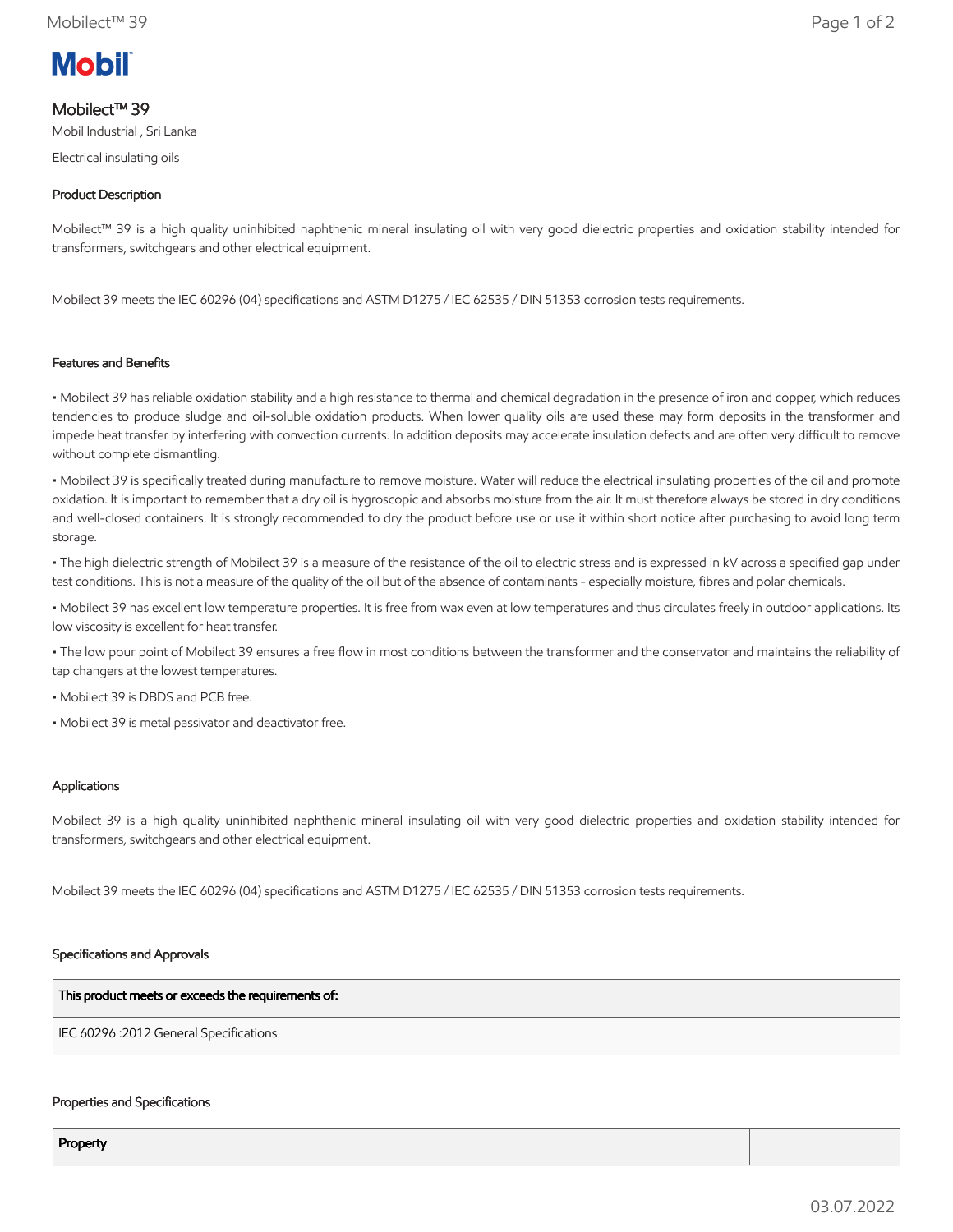# Mobilect™ 39

Mobil Industrial , Sri Lanka

Electrical insulating oils

## Product Description

Mobilect™ 39 is a high quality uninhibited naphthenic mineral insulating oil with very good dielectric properties and oxidation stability intended for transformers, switchgears and other electrical equipment.

Mobilect 39 meets the IEC 60296 (04) specifications and ASTM D1275 / IEC 62535 / DIN 51353 corrosion tests requirements.

## Features and Benefits

• Mobilect 39 has reliable oxidation stability and a high resistance to thermal and chemical degradation in the presence of iron and copper, which reduces tendencies to produce sludge and oil-soluble oxidation products. When lower quality oils are used these may form deposits in the transformer and impede heat transfer by interfering with convection currents. In addition deposits may accelerate insulation defects and are often very difficult to remove without complete dismantling.

• Mobilect 39 is specifically treated during manufacture to remove moisture. Water will reduce the electrical insulating properties of the oil and promote oxidation. It is important to remember that a dry oil is hygroscopic and absorbs moisture from the air. It must therefore always be stored in dry conditions and well-closed containers. It is strongly recommended to dry the product before use or use it within short notice after purchasing to avoid long term storage.

• The high dielectric strength of Mobilect 39 is a measure of the resistance of the oil to electric stress and is expressed in kV across a specified gap under test conditions. This is not a measure of the quality of the oil but of the absence of contaminants - especially moisture, fibres and polar chemicals.

• Mobilect 39 has excellent low temperature properties. It is free from wax even at low temperatures and thus circulates freely in outdoor applications. Its low viscosity is excellent for heat transfer.

• The low pour point of Mobilect 39 ensures a free flow in most conditions between the transformer and the conservator and maintains the reliability of tap changers at the lowest temperatures.

• Mobilect 39 is DBDS and PCB free.

• Mobilect 39 is metal passivator and deactivator free.

## Applications

Mobilect 39 is a high quality uninhibited naphthenic mineral insulating oil with very good dielectric properties and oxidation stability intended for transformers, switchgears and other electrical equipment.

Mobilect 39 meets the IEC 60296 (04) specifications and ASTM D1275 / IEC 62535 / DIN 51353 corrosion tests requirements.

## Specifications and Approvals

| This product meets or exceeds the requirements of: |
|---|
| IEC 60296 :2012 General Specifications |

## Properties and Specifications

| Property | |
|---|---|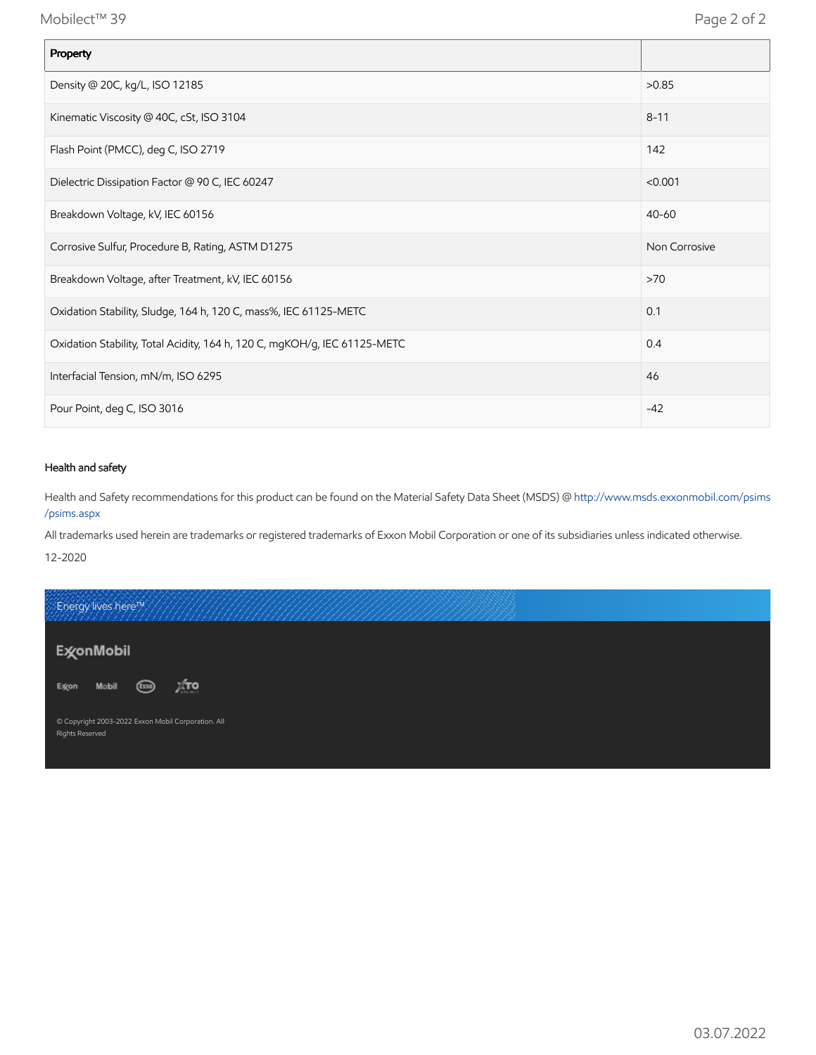| Property | |
|---|---|
| Density @ 20C, kg/L, ISO 12185 | >0.85 |
| Kinematic Viscosity @ 40C, cSt, ISO 3104 | 8-11 |
| Flash Point (PMCC), deg C, ISO 2719 | 142 |
| Dielectric Dissipation Factor @ 90 C, IEC 60247 | <0.001 |
| Breakdown Voltage, kV, IEC 60156 | 40-60 |
| Corrosive Sulfur, Procedure B, Rating, ASTM D1275 | Non Corrosive |
| Breakdown Voltage, after Treatment, kV, IEC 60156 | >70 |
| Oxidation Stability, Sludge, 164 h, 120 C, mass%, IEC 61125-METC | 0.1 |
| Oxidation Stability, Total Acidity, 164 h, 120 C, mgKOH/g, IEC 61125-METC | 0.4 |
| Interfacial Tension, mN/m, ISO 6295 | 46 |
| Pour Point, deg C, ISO 3016 | -42 |

#### Health and safety

Health and Safety recommendations for this product can be found on the Material Safety Data Sheet (MSDS) @ http://www.msds.exxonmobil.com/psims/psims.aspx

All trademarks used herein are trademarks or registered trademarks of Exxon Mobil Corporation or one of its subsidiaries unless indicated otherwise.

12-2020

Energy lives here™

ExxonMobil

Exxon Mobil Esso XTO

© Copyright 2003-2022 Exxon Mobil Corporation. All Rights Reserved

03.07.2022